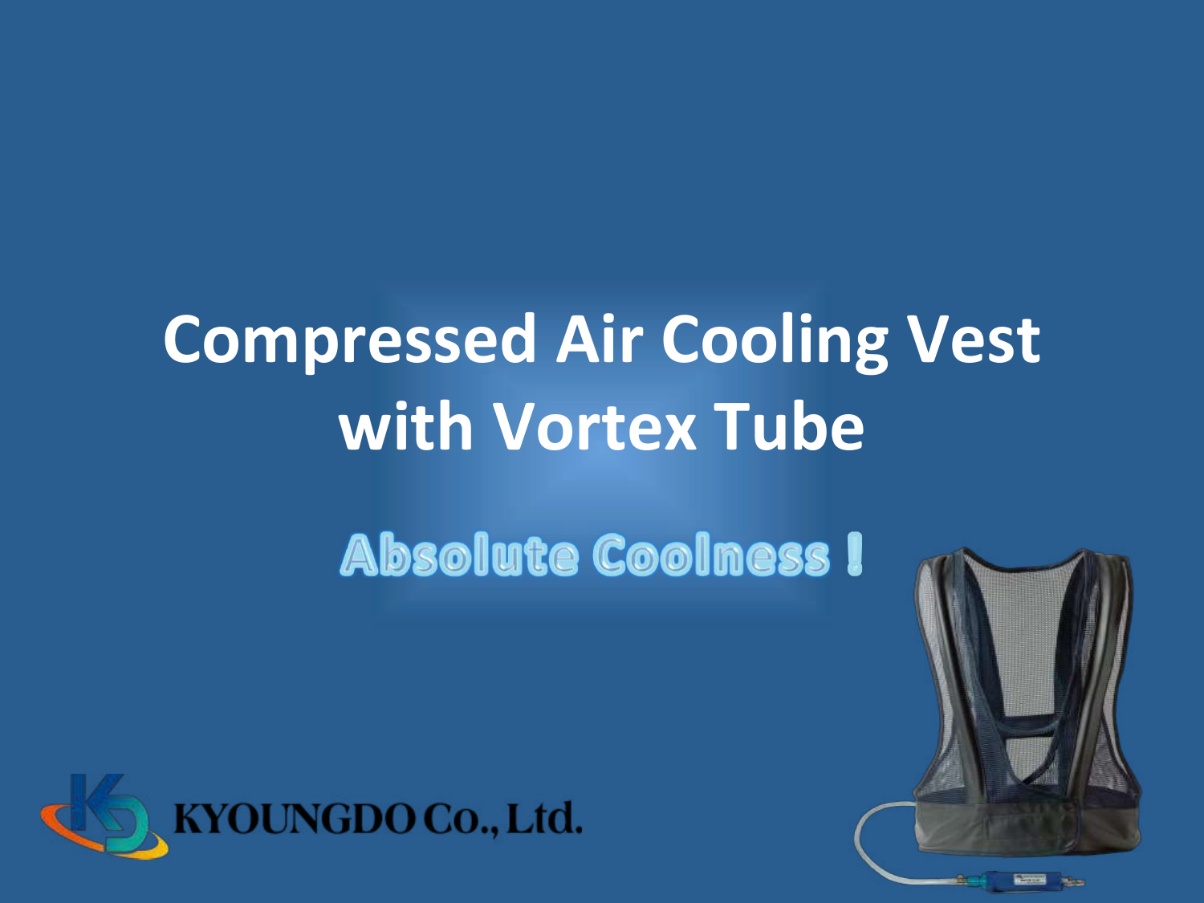# Compressed Air Cooling Vest with Vortex Tube

## Absolute Coolness !

KYOUNGDO Co., Ltd.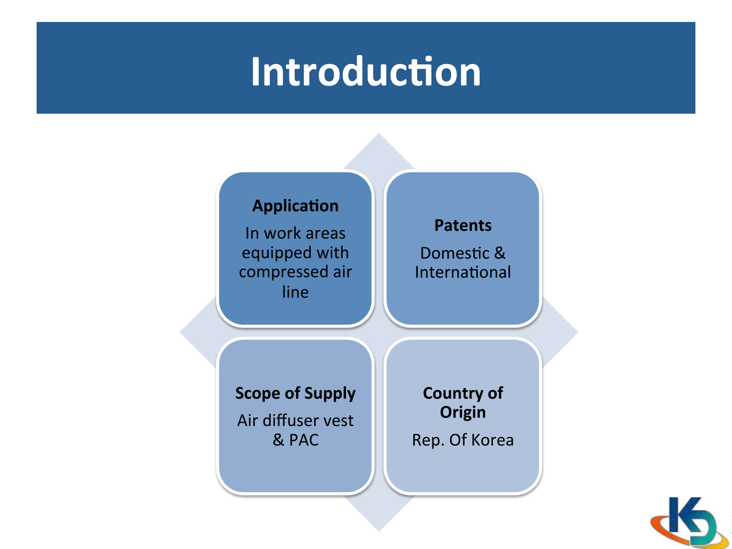# Introduction

**Application**

In work areas equipped with compressed air line

**Patents**

Domestic & International

**Scope of Supply**

Air diffuser vest & PAC

**Country of Origin**

Rep. Of Korea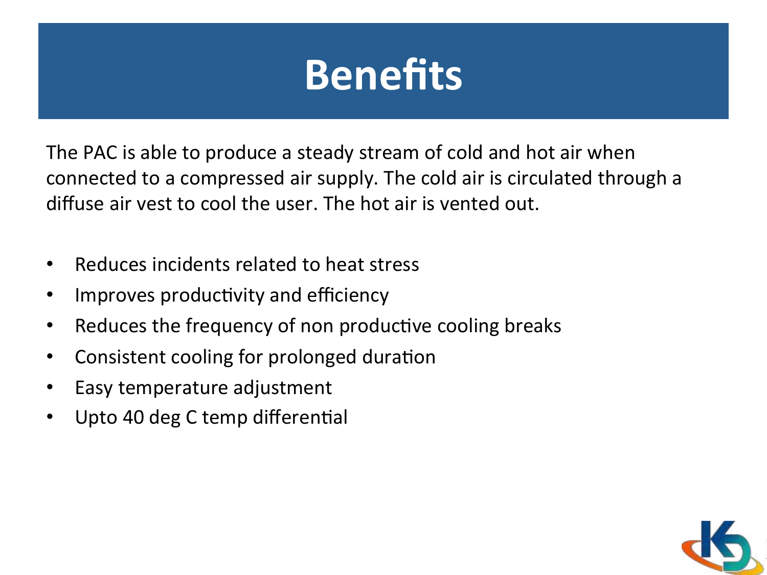# Benefits

The PAC is able to produce a steady stream of cold and hot air when connected to a compressed air supply. The cold air is circulated through a diffuse air vest to cool the user. The hot air is vented out.

- Reduces incidents related to heat stress
- Improves productivity and efficiency
- Reduces the frequency of non productive cooling breaks
- Consistent cooling for prolonged duration
- Easy temperature adjustment
- Upto 40 deg C temp differential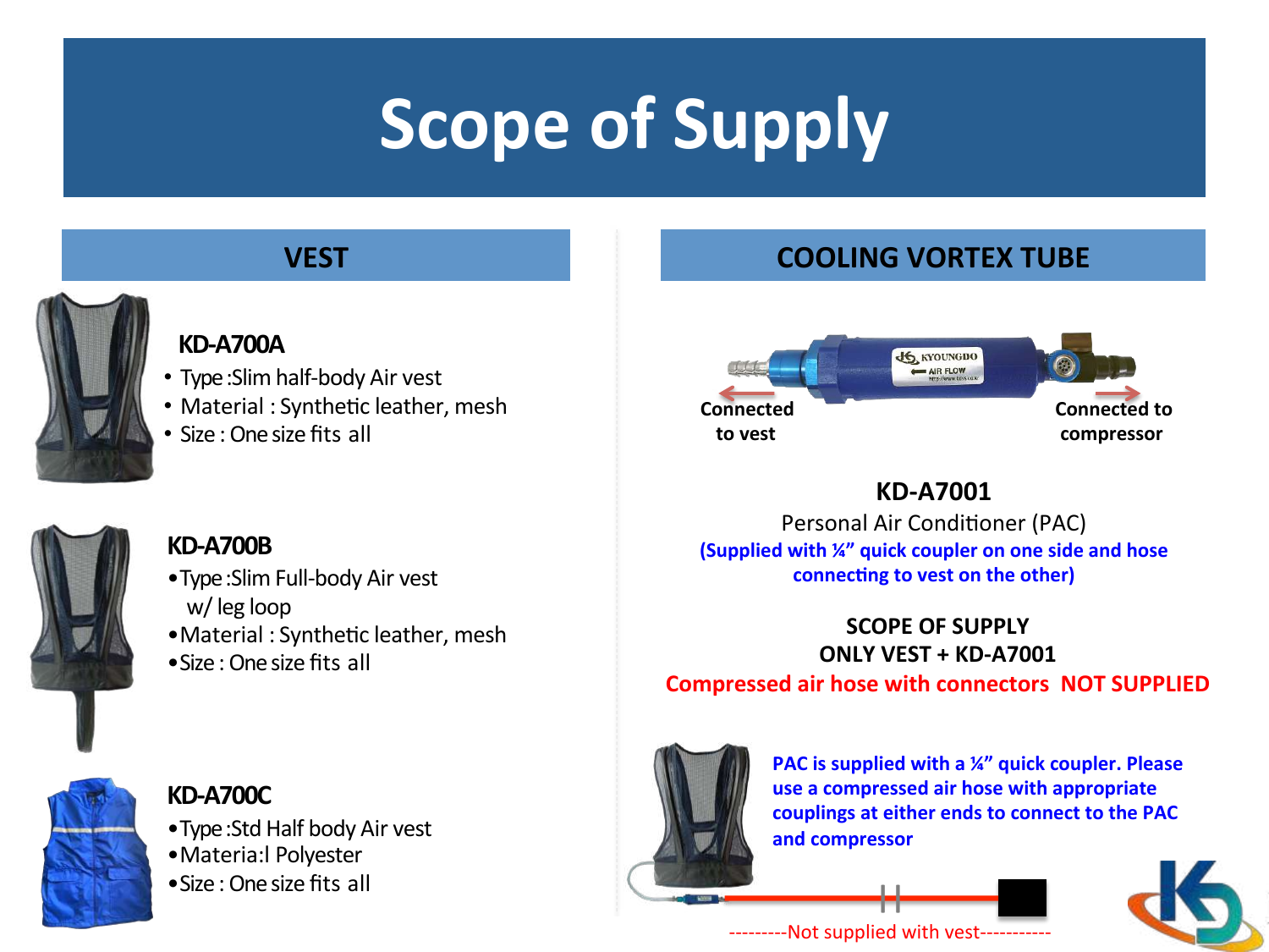# Scope of Supply

## VEST

### KD-A700A

- Type :Slim half-body Air vest
- Material : Synthetic leather, mesh
- Size : One size fits all

### KD-A700B

- Type :Slim Full-body Air vest w/ leg loop
- Material : Synthetic leather, mesh
- Size : One size fits all

### KD-A700C

- Type :Std Half body Air vest
- Materia:l Polyester
- Size : One size fits all

## COOLING VORTEX TUBE

Connected to vest

Connected to compressor

**KD-A7001**

Personal Air Conditioner (PAC)

**(Supplied with ¼" quick coupler on one side and hose connecting to vest on the other)**

**SCOPE OF SUPPLY**
**ONLY VEST + KD-A7001**

**Compressed air hose with connectors NOT SUPPLIED**

**PAC is supplied with a ¼" quick coupler. Please use a compressed air hose with appropriate couplings at either ends to connect to the PAC and compressor**

---------Not supplied with vest-----------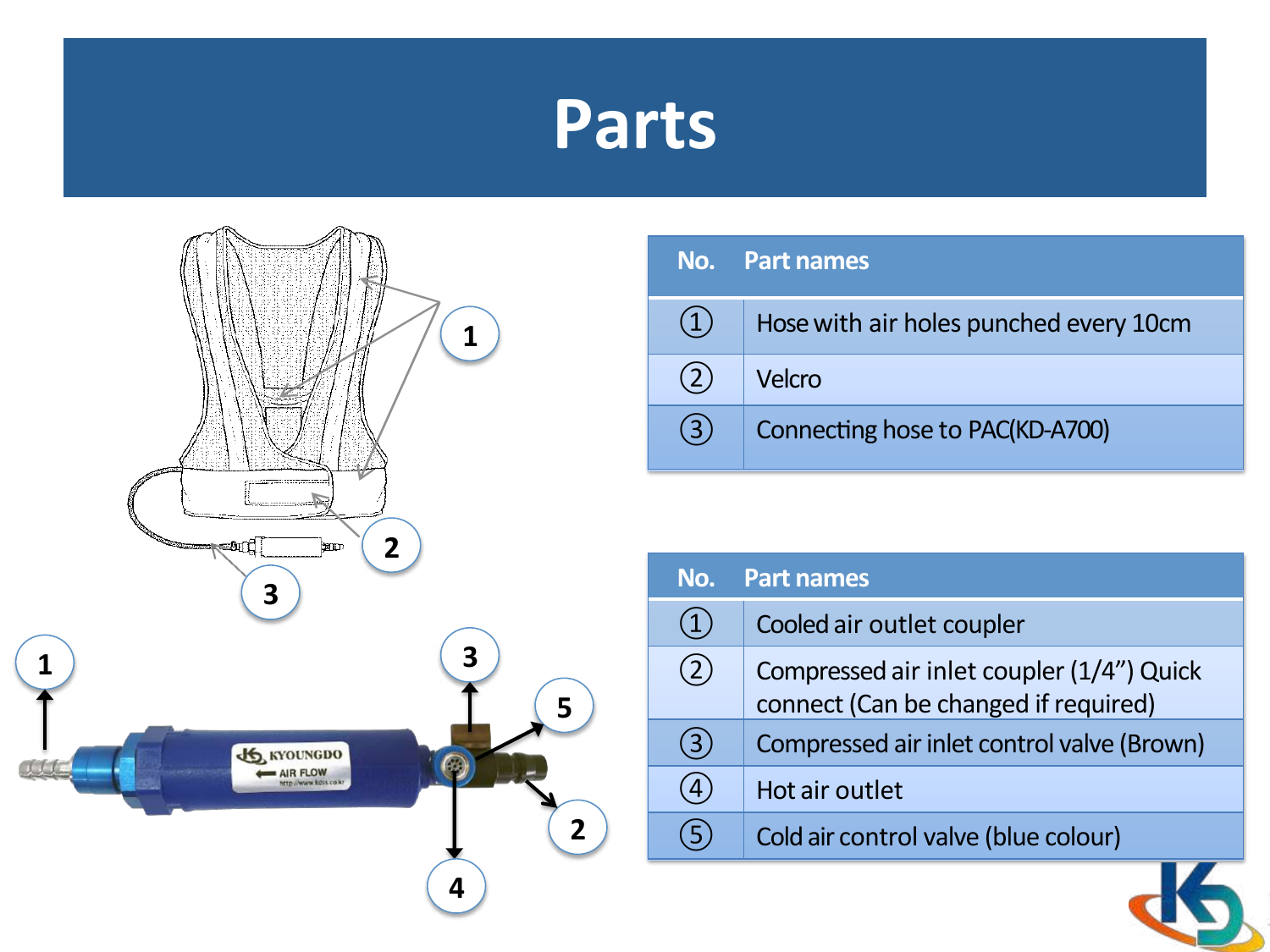# Parts

| No. | Part names |
| --- | --- |
| ① | Hose with air holes punched every 10cm |
| ② | Velcro |
| ③ | Connecting hose to PAC(KD-A700) |

| No. | Part names |
| --- | --- |
| ① | Cooled air outlet coupler |
| ② | Compressed air inlet coupler (1/4") Quick connect (Can be changed if required) |
| ③ | Compressed air inlet control valve (Brown) |
| ④ | Hot air outlet |
| ⑤ | Cold air control valve (blue colour) |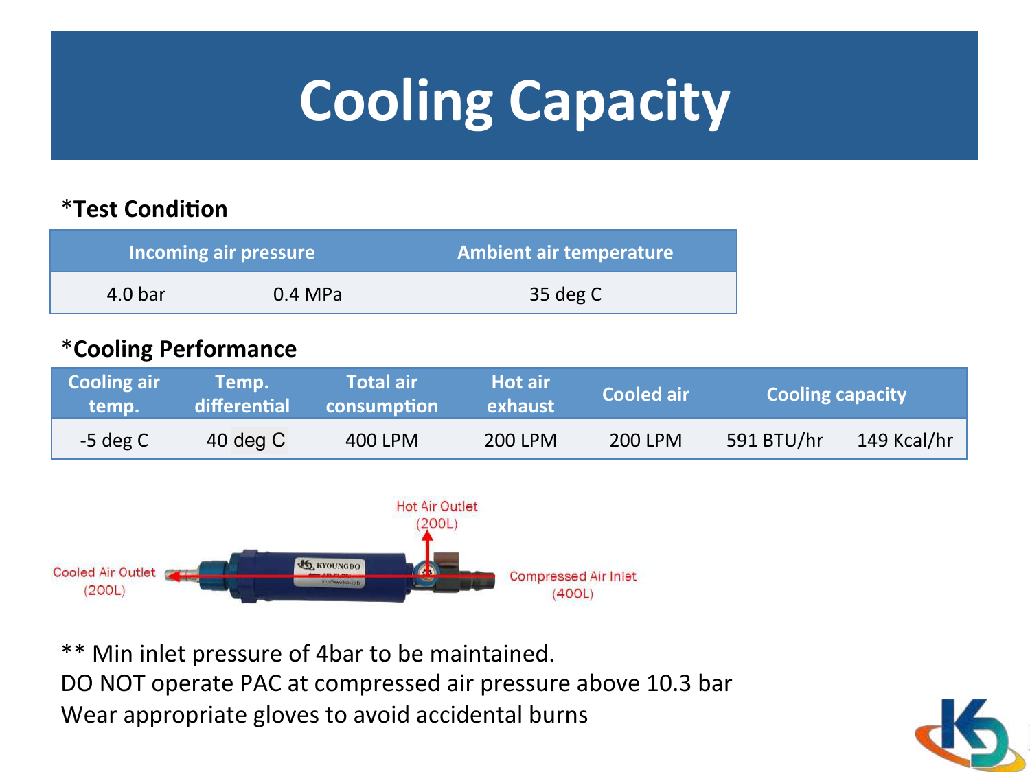# Cooling Capacity

## *Test Condition

| Incoming air pressure | | Ambient air temperature |
|---|---|---|
| 4.0 bar | 0.4 MPa | 35 deg C |

## *Cooling Performance

| Cooling air temp. | Temp. differential | Total air consumption | Hot air exhaust | Cooled air | Cooling capacity | |
|---|---|---|---|---|---|---|
| -5 deg C | 40 deg C | 400 LPM | 200 LPM | 200 LPM | 591 BTU/hr | 149 Kcal/hr |

Hot Air Outlet (200L)

Cooled Air Outlet (200L)

Compressed Air Inlet (400L)

** Min inlet pressure of 4bar to be maintained.
DO NOT operate PAC at compressed air pressure above 10.3 bar
Wear appropriate gloves to avoid accidental burns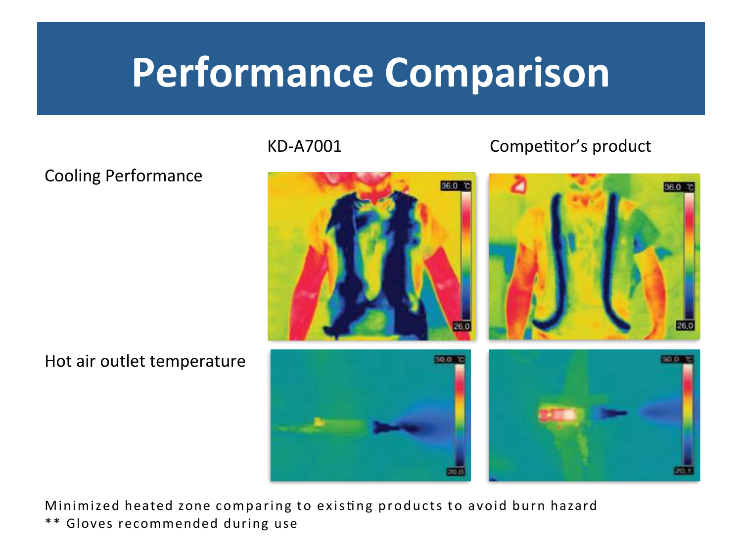# Performance Comparison

| | KD-A7001 | Competitor's product |
|---|---|---|
| Cooling Performance | | |
| Hot air outlet temperature | | |

Minimized heated zone comparing to existing products to avoid burn hazard

** Gloves recommended during use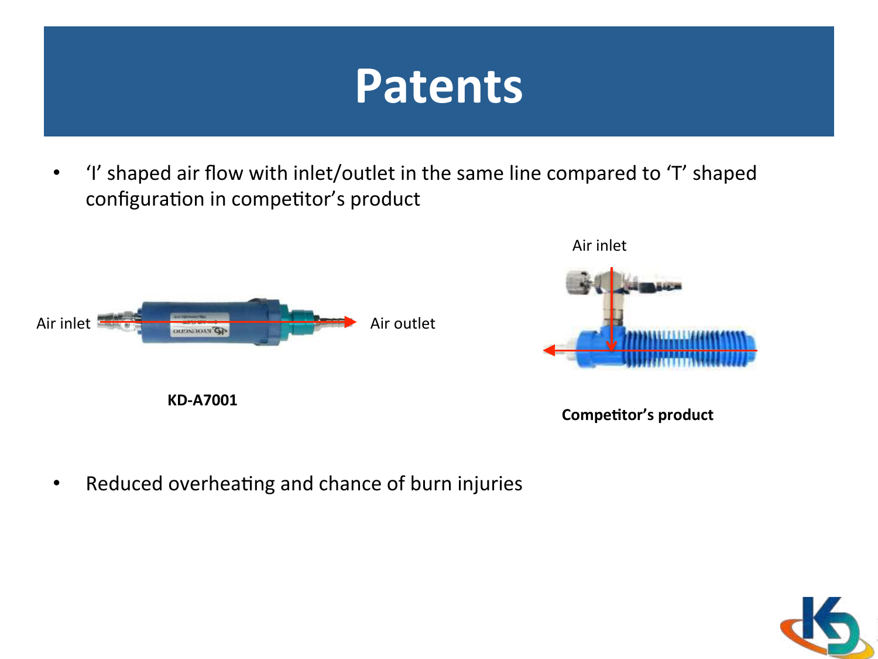# Patents

- 'I' shaped air flow with inlet/outlet in the same line compared to 'T' shaped configuration in competitor's product

Air inlet

Air outlet

**KD-A7001**

Air inlet

**Competitor's product**

- Reduced overheating and chance of burn injuries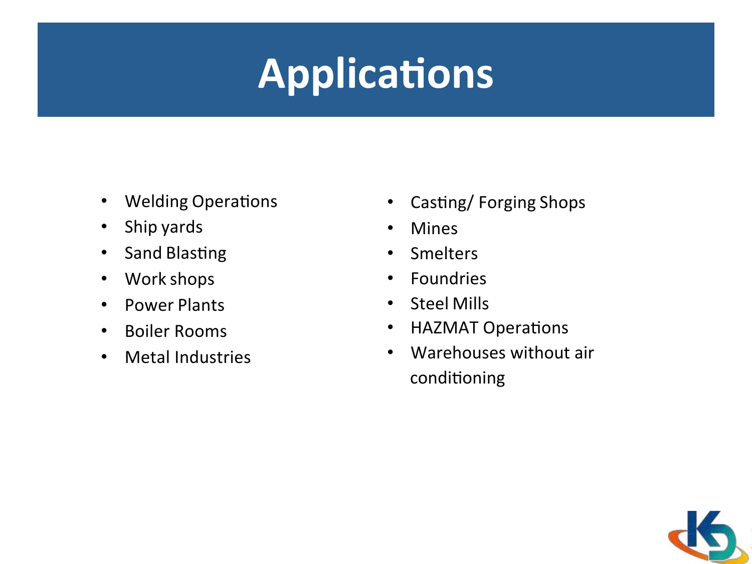# Applications

- Welding Operations
- Ship yards
- Sand Blasting
- Work shops
- Power Plants
- Boiler Rooms
- Metal Industries
- Casting/ Forging Shops
- Mines
- Smelters
- Foundries
- Steel Mills
- HAZMAT Operations
- Warehouses without air conditioning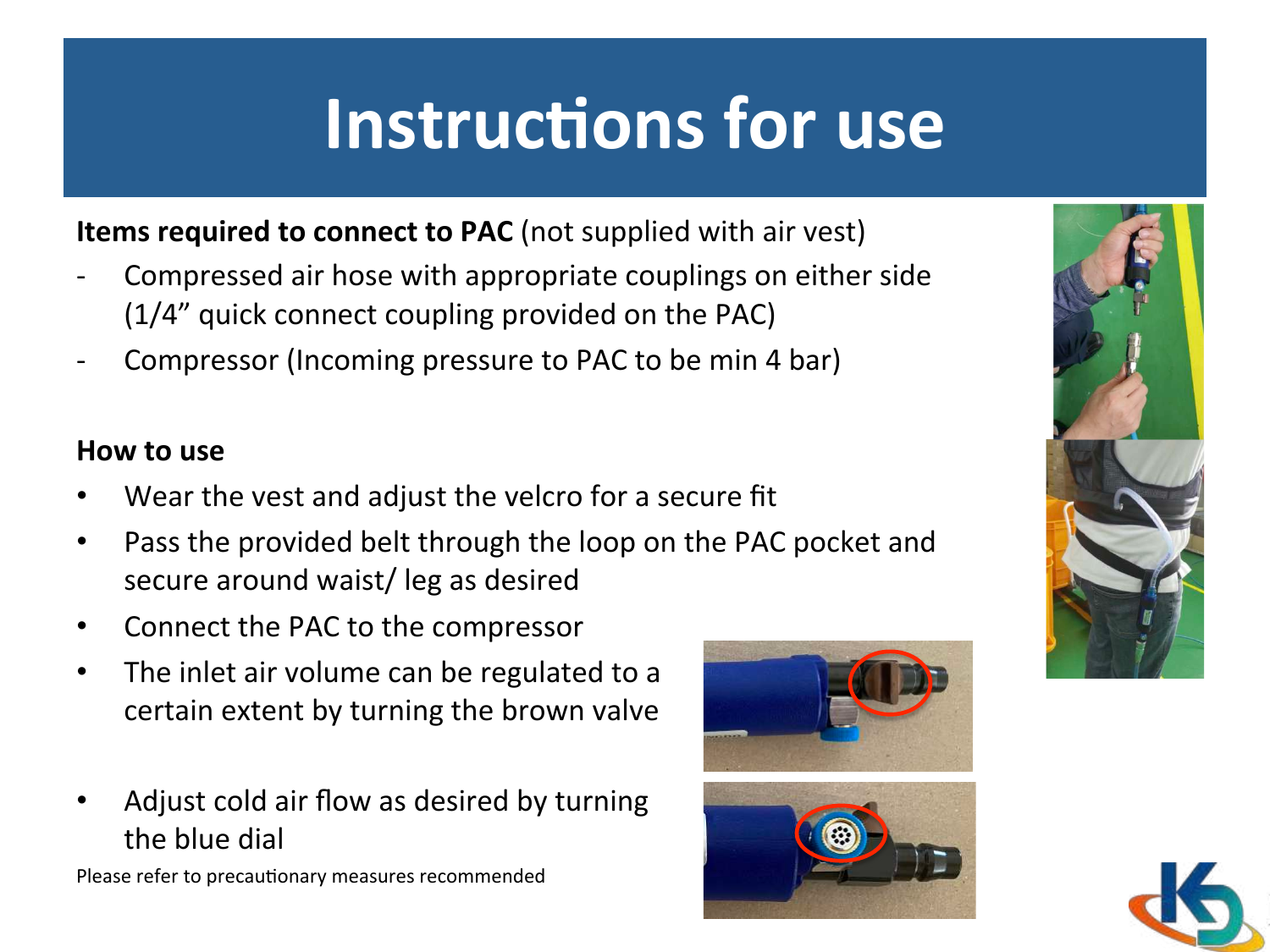# Instructions for use

**Items required to connect to PAC** (not supplied with air vest)

- Compressed air hose with appropriate couplings on either side (1/4" quick connect coupling provided on the PAC)
- Compressor (Incoming pressure to PAC to be min 4 bar)

**How to use**

- Wear the vest and adjust the velcro for a secure fit
- Pass the provided belt through the loop on the PAC pocket and secure around waist/ leg as desired
- Connect the PAC to the compressor
- The inlet air volume can be regulated to a certain extent by turning the brown valve
- Adjust cold air flow as desired by turning the blue dial

Please refer to precautionary measures recommended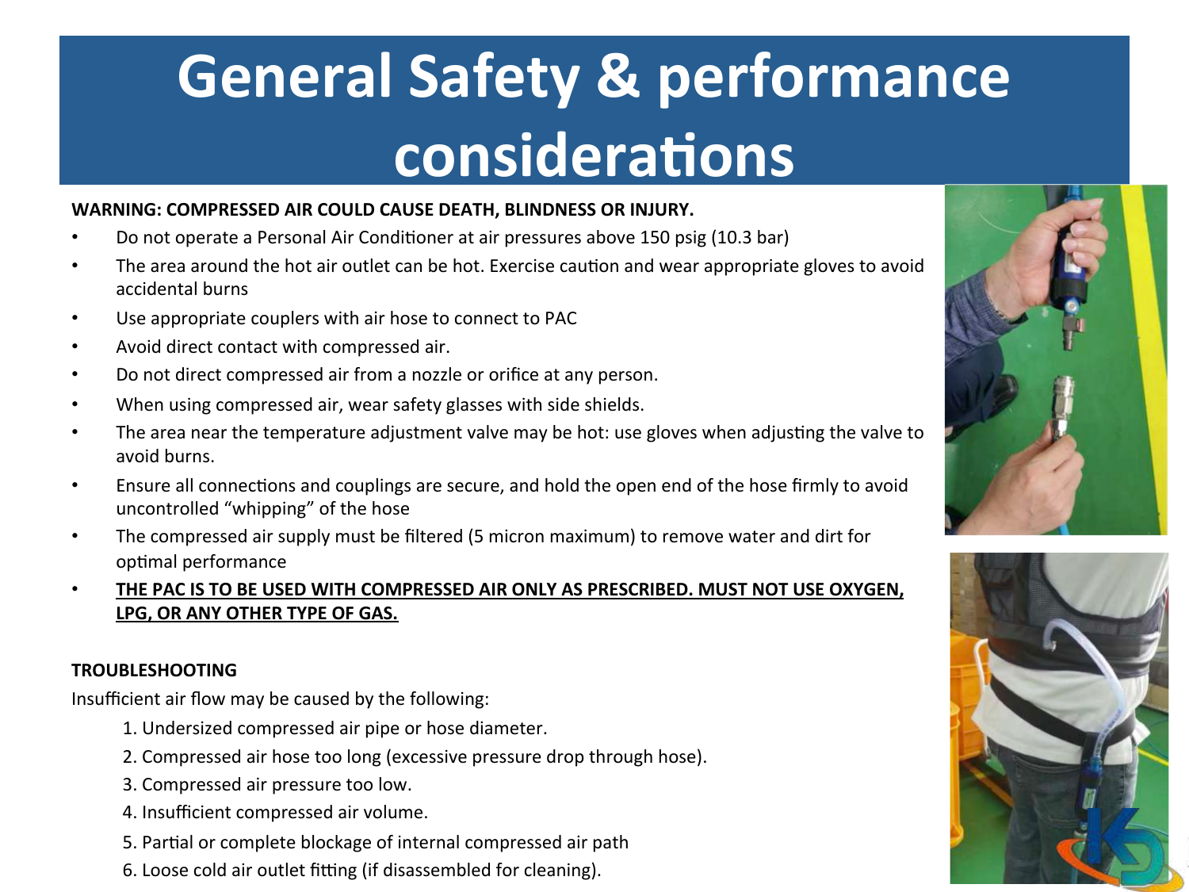# General Safety & performance considerations

**WARNING: COMPRESSED AIR COULD CAUSE DEATH, BLINDNESS OR INJURY.**

- Do not operate a Personal Air Conditioner at air pressures above 150 psig (10.3 bar)
- The area around the hot air outlet can be hot. Exercise caution and wear appropriate gloves to avoid accidental burns
- Use appropriate couplers with air hose to connect to PAC
- Avoid direct contact with compressed air.
- Do not direct compressed air from a nozzle or orifice at any person.
- When using compressed air, wear safety glasses with side shields.
- The area near the temperature adjustment valve may be hot: use gloves when adjusting the valve to avoid burns.
- Ensure all connections and couplings are secure, and hold the open end of the hose firmly to avoid uncontrolled "whipping" of the hose
- The compressed air supply must be filtered (5 micron maximum) to remove water and dirt for optimal performance
- **<u>THE PAC IS TO BE USED WITH COMPRESSED AIR ONLY AS PRESCRIBED. MUST NOT USE OXYGEN, LPG, OR ANY OTHER TYPE OF GAS.</u>**

**TROUBLESHOOTING**

Insufficient air flow may be caused by the following:

1. Undersized compressed air pipe or hose diameter.
2. Compressed air hose too long (excessive pressure drop through hose).
3. Compressed air pressure too low.
4. Insufficient compressed air volume.
5. Partial or complete blockage of internal compressed air path
6. Loose cold air outlet fitting (if disassembled for cleaning).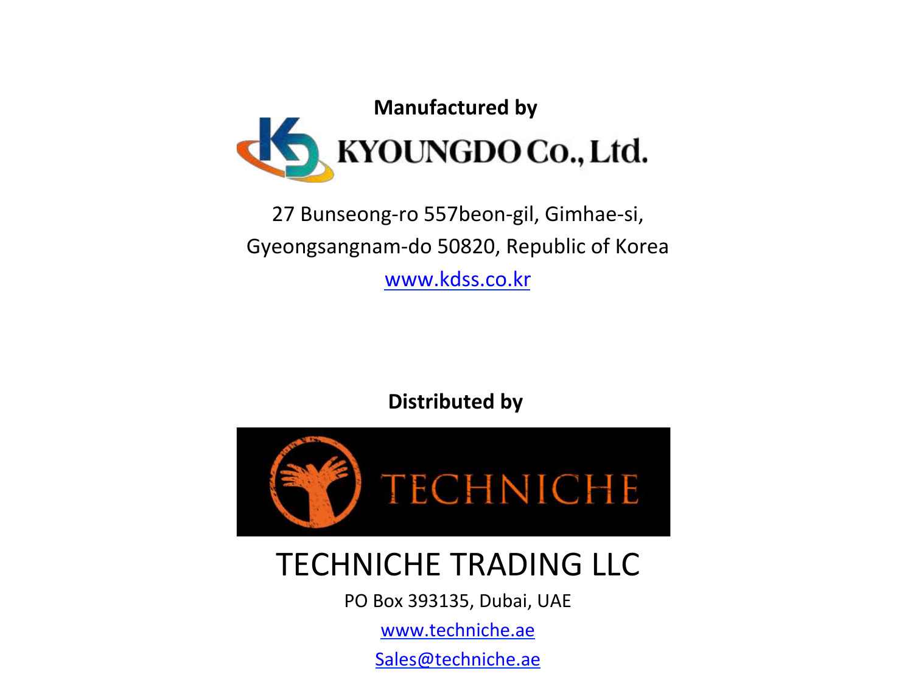**Manufactured by**

KYOUNGDO Co., Ltd.

27 Bunseong-ro 557beon-gil, Gimhae-si,

Gyeongsangnam-do 50820, Republic of Korea

www.kdss.co.kr

**Distributed by**

TECHNICHE

TECHNICHE TRADING LLC

PO Box 393135, Dubai, UAE

www.techniche.ae

Sales@techniche.ae